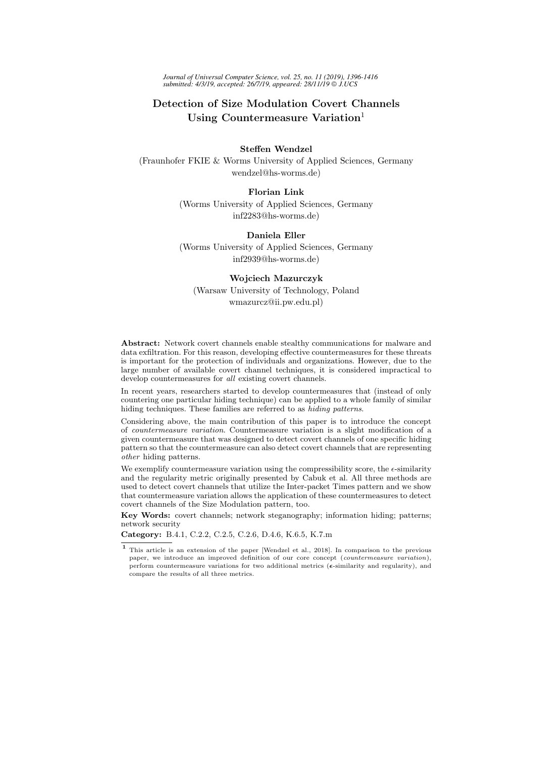# Detection of Size Modulation Covert Channels Using Countermeasure Variation[1]

**Steffen Wendzel**
(Fraunhofer FKIE & Worms University of Applied Sciences, Germany
wendzel@hs-worms.de)

**Florian Link**
(Worms University of Applied Sciences, Germany
inf2283@hs-worms.de)

**Daniela Eller**
(Worms University of Applied Sciences, Germany
inf2939@hs-worms.de)

**Wojciech Mazurczyk**
(Warsaw University of Technology, Poland
wmazurcz@ii.pw.edu.pl)

**Abstract:** Network covert channels enable stealthy communications for malware and data exfiltration. For this reason, developing effective countermeasures for these threats is important for the protection of individuals and organizations. However, due to the large number of available covert channel techniques, it is considered impractical to develop countermeasures for *all* existing covert channels.

In recent years, researchers started to develop countermeasures that (instead of only countering one particular hiding technique) can be applied to a whole family of similar hiding techniques. These families are referred to as *hiding patterns*.

Considering above, the main contribution of this paper is to introduce the concept of *countermeasure variation*. Countermeasure variation is a slight modification of a given countermeasure that was designed to detect covert channels of one specific hiding pattern so that the countermeasure can also detect covert channels that are representing *other* hiding patterns.

We exemplify countermeasure variation using the compressibility score, the $\epsilon$-similarity and the regularity metric originally presented by Cabuk et al. All three methods are used to detect covert channels that utilize the Inter-packet Times pattern and we show that countermeasure variation allows the application of these countermeasures to detect covert channels of the Size Modulation pattern, too.

**Key Words:** covert channels; network steganography; information hiding; patterns; network security

**Category:** B.4.1, C.2.2, C.2.5, C.2.6, D.4.6, K.6.5, K.7.m

[1] This article is an extension of the paper [Wendzel et al., 2018]. In comparison to the previous paper, we introduce an improved definition of our core concept (*countermeasure variation*), perform countermeasure variations for two additional metrics ($\epsilon$-similarity and regularity), and compare the results of all three metrics.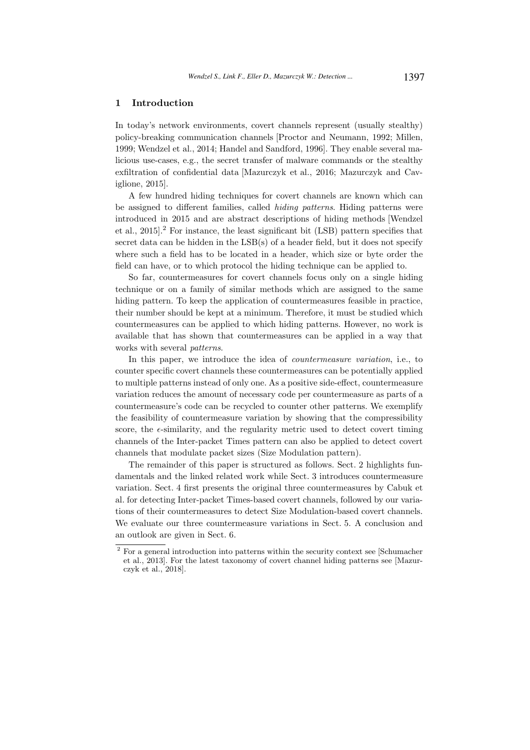## 1 Introduction

In today's network environments, covert channels represent (usually stealthy) policy-breaking communication channels [Proctor and Neumann, 1992; Millen, 1999; Wendzel et al., 2014; Handel and Sandford, 1996]. They enable several malicious use-cases, e.g., the secret transfer of malware commands or the stealthy exfiltration of confidential data [Mazurczyk et al., 2016; Mazurczyk and Caviglione, 2015].

A few hundred hiding techniques for covert channels are known which can be assigned to different families, called *hiding patterns*. Hiding patterns were introduced in 2015 and are abstract descriptions of hiding methods [Wendzel et al., 2015].[2] For instance, the least significant bit (LSB) pattern specifies that secret data can be hidden in the LSB(s) of a header field, but it does not specify where such a field has to be located in a header, which size or byte order the field can have, or to which protocol the hiding technique can be applied to.

So far, countermeasures for covert channels focus only on a single hiding technique or on a family of similar methods which are assigned to the same hiding pattern. To keep the application of countermeasures feasible in practice, their number should be kept at a minimum. Therefore, it must be studied which countermeasures can be applied to which hiding patterns. However, no work is available that has shown that countermeasures can be applied in a way that works with several *patterns*.

In this paper, we introduce the idea of *countermeasure variation*, i.e., to counter specific covert channels these countermeasures can be potentially applied to multiple patterns instead of only one. As a positive side-effect, countermeasure variation reduces the amount of necessary code per countermeasure as parts of a countermeasure's code can be recycled to counter other patterns. We exemplify the feasibility of countermeasure variation by showing that the compressibility score, the $\epsilon$-similarity, and the regularity metric used to detect covert timing channels of the Inter-packet Times pattern can also be applied to detect covert channels that modulate packet sizes (Size Modulation pattern).

The remainder of this paper is structured as follows. Sect. 2 highlights fundamentals and the linked related work while Sect. 3 introduces countermeasure variation. Sect. 4 first presents the original three countermeasures by Cabuk et al. for detecting Inter-packet Times-based covert channels, followed by our variations of their countermeasures to detect Size Modulation-based covert channels. We evaluate our three countermeasure variations in Sect. 5. A conclusion and an outlook are given in Sect. 6.

[2] For a general introduction into patterns within the security context see [Schumacher et al., 2013]. For the latest taxonomy of covert channel hiding patterns see [Mazurczyk et al., 2018].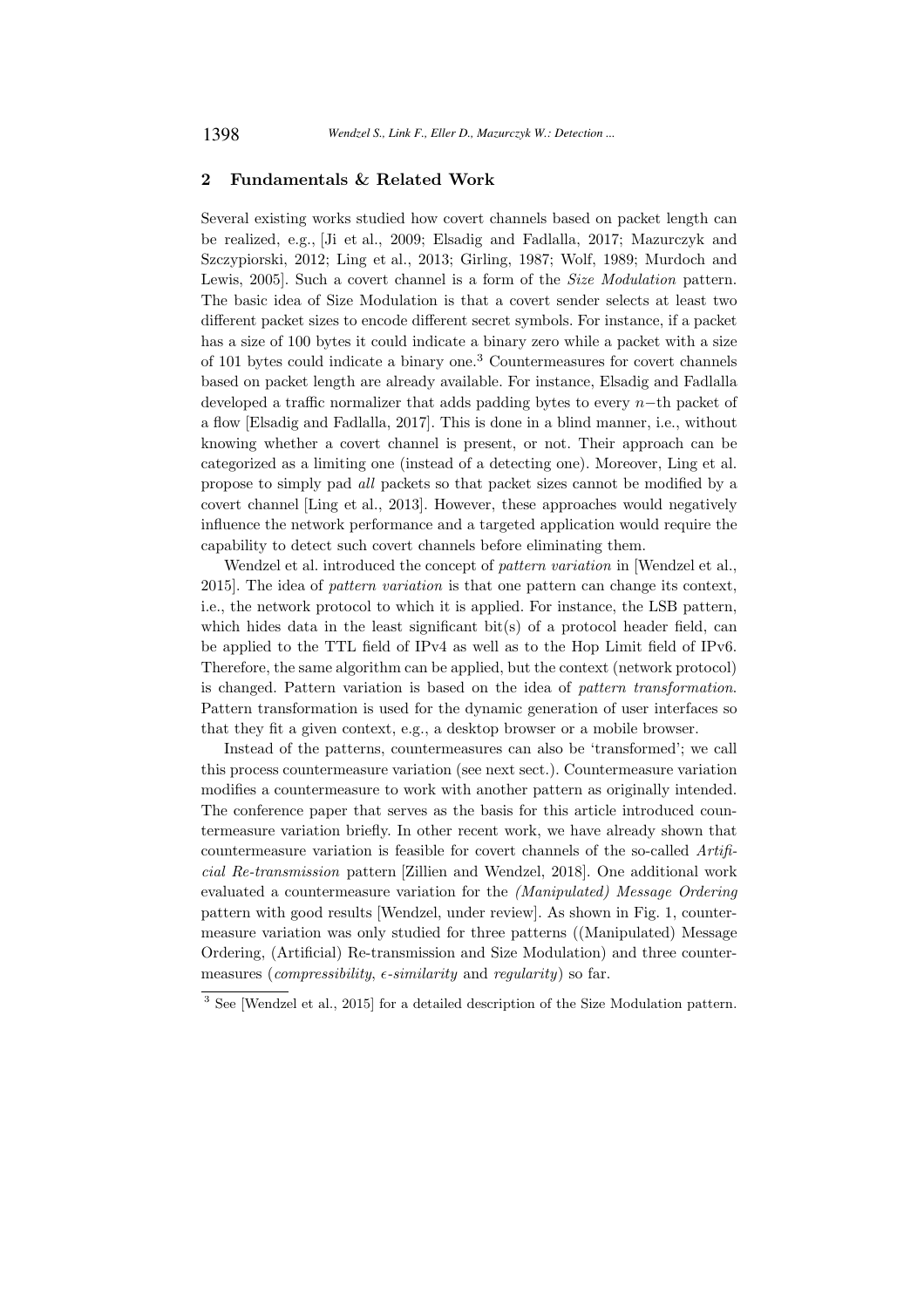## 2 Fundamentals & Related Work

Several existing works studied how covert channels based on packet length can be realized, e.g., [Ji et al., 2009; Elsadig and Fadlalla, 2017; Mazurczyk and Szczypiorski, 2012; Ling et al., 2013; Girling, 1987; Wolf, 1989; Murdoch and Lewis, 2005]. Such a covert channel is a form of the *Size Modulation* pattern. The basic idea of Size Modulation is that a covert sender selects at least two different packet sizes to encode different secret symbols. For instance, if a packet has a size of 100 bytes it could indicate a binary zero while a packet with a size of 101 bytes could indicate a binary one.[3] Countermeasures for covert channels based on packet length are already available. For instance, Elsadig and Fadlalla developed a traffic normalizer that adds padding bytes to every $n-$th packet of a flow [Elsadig and Fadlalla, 2017]. This is done in a blind manner, i.e., without knowing whether a covert channel is present, or not. Their approach can be categorized as a limiting one (instead of a detecting one). Moreover, Ling et al. propose to simply pad *all* packets so that packet sizes cannot be modified by a covert channel [Ling et al., 2013]. However, these approaches would negatively influence the network performance and a targeted application would require the capability to detect such covert channels before eliminating them.

Wendzel et al. introduced the concept of *pattern variation* in [Wendzel et al., 2015]. The idea of *pattern variation* is that one pattern can change its context, i.e., the network protocol to which it is applied. For instance, the LSB pattern, which hides data in the least significant bit(s) of a protocol header field, can be applied to the TTL field of IPv4 as well as to the Hop Limit field of IPv6. Therefore, the same algorithm can be applied, but the context (network protocol) is changed. Pattern variation is based on the idea of *pattern transformation*. Pattern transformation is used for the dynamic generation of user interfaces so that they fit a given context, e.g., a desktop browser or a mobile browser.

Instead of the patterns, countermeasures can also be 'transformed'; we call this process countermeasure variation (see next sect.). Countermeasure variation modifies a countermeasure to work with another pattern as originally intended. The conference paper that serves as the basis for this article introduced countermeasure variation briefly. In other recent work, we have already shown that countermeasure variation is feasible for covert channels of the so-called *Artificial Re-transmission* pattern [Zillien and Wendzel, 2018]. One additional work evaluated a countermeasure variation for the *(Manipulated) Message Ordering* pattern with good results [Wendzel, under review]. As shown in Fig. 1, countermeasure variation was only studied for three patterns ((Manipulated) Message Ordering, (Artificial) Re-transmission and Size Modulation) and three countermeasures (*compressibility*, *$\epsilon$-similarity* and *regularity*) so far.

[3] See [Wendzel et al., 2015] for a detailed description of the Size Modulation pattern.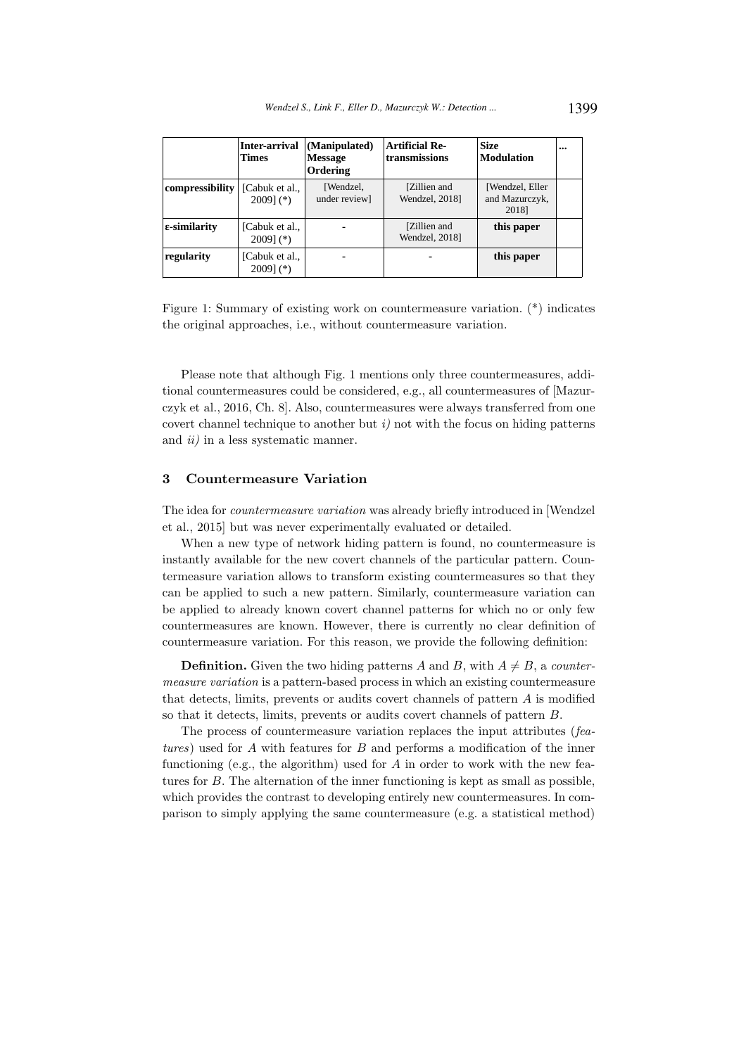| | Inter-arrival Times | (Manipulated) Message Ordering | Artificial Re-transmissions | Size Modulation | ... |
|---|---|---|---|---|---|
| **compressibility** | [Cabuk et al., 2009] (*) | [Wendzel, under review] | [Zillien and Wendzel, 2018] | [Wendzel, Eller and Mazurczyk, 2018] | |
| **ε-similarity** | [Cabuk et al., 2009] (*) | - | [Zillien and Wendzel, 2018] | **this paper** | |
| **regularity** | [Cabuk et al., 2009] (*) | - | - | **this paper** | |

Figure 1: Summary of existing work on countermeasure variation. (*) indicates the original approaches, i.e., without countermeasure variation.

Please note that although Fig. 1 mentions only three countermeasures, additional countermeasures could be considered, e.g., all countermeasures of [Mazurczyk et al., 2016, Ch. 8]. Also, countermeasures were always transferred from one covert channel technique to another but *i)* not with the focus on hiding patterns and *ii)* in a less systematic manner.

## 3 Countermeasure Variation

The idea for *countermeasure variation* was already briefly introduced in [Wendzel et al., 2015] but was never experimentally evaluated or detailed.

When a new type of network hiding pattern is found, no countermeasure is instantly available for the new covert channels of the particular pattern. Countermeasure variation allows to transform existing countermeasures so that they can be applied to such a new pattern. Similarly, countermeasure variation can be applied to already known covert channel patterns for which no or only few countermeasures are known. However, there is currently no clear definition of countermeasure variation. For this reason, we provide the following definition:

**Definition.** Given the two hiding patterns $A$ and $B$, with $A \neq B$, a *countermeasure variation* is a pattern-based process in which an existing countermeasure that detects, limits, prevents or audits covert channels of pattern $A$ is modified so that it detects, limits, prevents or audits covert channels of pattern $B$.

The process of countermeasure variation replaces the input attributes (*features*) used for $A$ with features for $B$ and performs a modification of the inner functioning (e.g., the algorithm) used for $A$ in order to work with the new features for $B$. The alternation of the inner functioning is kept as small as possible, which provides the contrast to developing entirely new countermeasures. In comparison to simply applying the same countermeasure (e.g. a statistical method)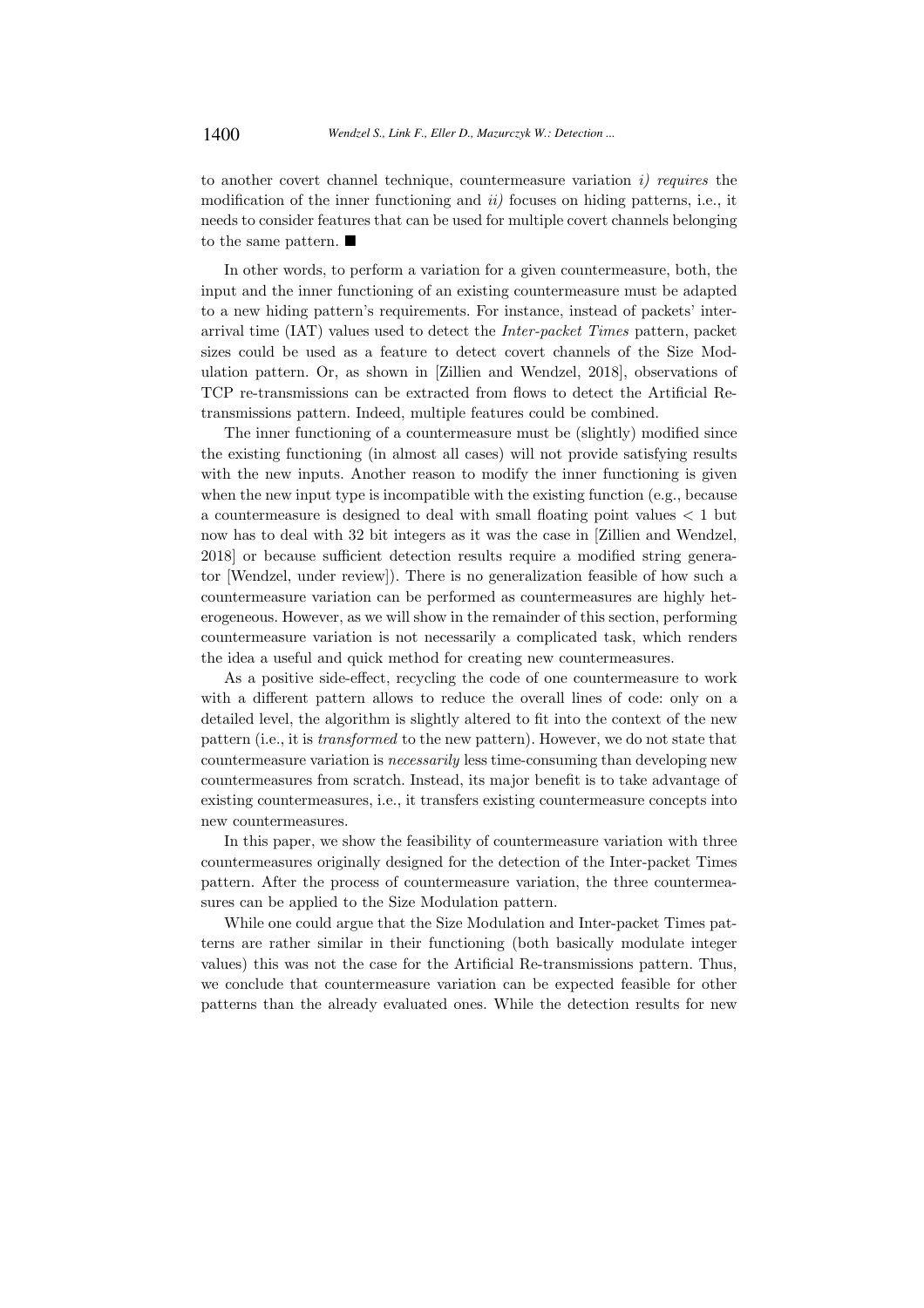to another covert channel technique, countermeasure variation *i) requires* the modification of the inner functioning and *ii)* focuses on hiding patterns, i.e., it needs to consider features that can be used for multiple covert channels belonging to the same pattern. ■

In other words, to perform a variation for a given countermeasure, both, the input and the inner functioning of an existing countermeasure must be adapted to a new hiding pattern's requirements. For instance, instead of packets' inter-arrival time (IAT) values used to detect the *Inter-packet Times* pattern, packet sizes could be used as a feature to detect covert channels of the Size Modulation pattern. Or, as shown in [Zillien and Wendzel, 2018], observations of TCP re-transmissions can be extracted from flows to detect the Artificial Re-transmissions pattern. Indeed, multiple features could be combined.

The inner functioning of a countermeasure must be (slightly) modified since the existing functioning (in almost all cases) will not provide satisfying results with the new inputs. Another reason to modify the inner functioning is given when the new input type is incompatible with the existing function (e.g., because a countermeasure is designed to deal with small floating point values $< 1$ but now has to deal with 32 bit integers as it was the case in [Zillien and Wendzel, 2018] or because sufficient detection results require a modified string generator [Wendzel, under review]). There is no generalization feasible of how such a countermeasure variation can be performed as countermeasures are highly heterogeneous. However, as we will show in the remainder of this section, performing countermeasure variation is not necessarily a complicated task, which renders the idea a useful and quick method for creating new countermeasures.

As a positive side-effect, recycling the code of one countermeasure to work with a different pattern allows to reduce the overall lines of code: only on a detailed level, the algorithm is slightly altered to fit into the context of the new pattern (i.e., it is *transformed* to the new pattern). However, we do not state that countermeasure variation is *necessarily* less time-consuming than developing new countermeasures from scratch. Instead, its major benefit is to take advantage of existing countermeasures, i.e., it transfers existing countermeasure concepts into new countermeasures.

In this paper, we show the feasibility of countermeasure variation with three countermeasures originally designed for the detection of the Inter-packet Times pattern. After the process of countermeasure variation, the three countermeasures can be applied to the Size Modulation pattern.

While one could argue that the Size Modulation and Inter-packet Times patterns are rather similar in their functioning (both basically modulate integer values) this was not the case for the Artificial Re-transmissions pattern. Thus, we conclude that countermeasure variation can be expected feasible for other patterns than the already evaluated ones. While the detection results for new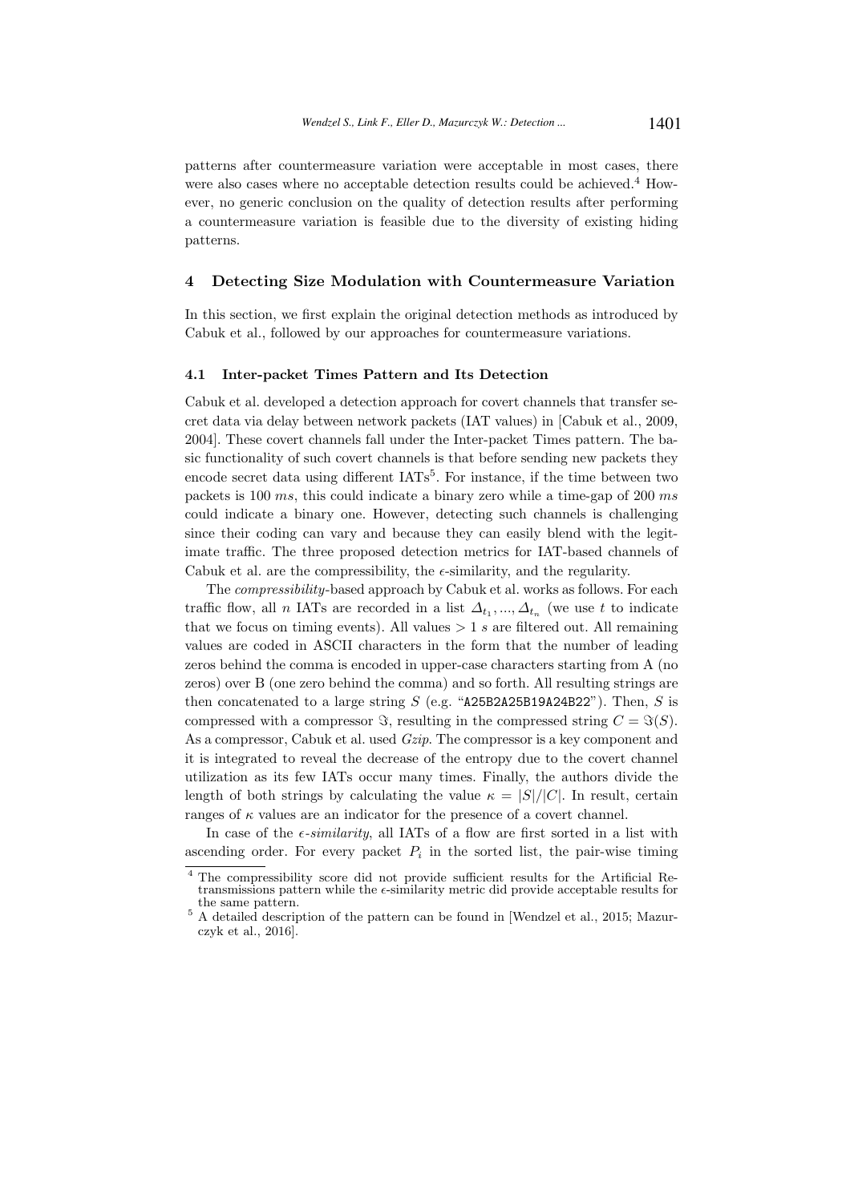patterns after countermeasure variation were acceptable in most cases, there were also cases where no acceptable detection results could be achieved.[4] However, no generic conclusion on the quality of detection results after performing a countermeasure variation is feasible due to the diversity of existing hiding patterns.

## 4 Detecting Size Modulation with Countermeasure Variation

In this section, we first explain the original detection methods as introduced by Cabuk et al., followed by our approaches for countermeasure variations.

### 4.1 Inter-packet Times Pattern and Its Detection

Cabuk et al. developed a detection approach for covert channels that transfer secret data via delay between network packets (IAT values) in [Cabuk et al., 2009, 2004]. These covert channels fall under the Inter-packet Times pattern. The basic functionality of such covert channels is that before sending new packets they encode secret data using different IATs[5]. For instance, if the time between two packets is 100 $ms$, this could indicate a binary zero while a time-gap of 200 $ms$ could indicate a binary one. However, detecting such channels is challenging since their coding can vary and because they can easily blend with the legitimate traffic. The three proposed detection metrics for IAT-based channels of Cabuk et al. are the compressibility, the $\epsilon$-similarity, and the regularity.

The *compressibility*-based approach by Cabuk et al. works as follows. For each traffic flow, all $n$ IATs are recorded in a list $\Delta_{t_1}, ..., \Delta_{t_n}$ (we use $t$ to indicate that we focus on timing events). All values $> 1$ $s$ are filtered out. All remaining values are coded in ASCII characters in the form that the number of leading zeros behind the comma is encoded in upper-case characters starting from A (no zeros) over B (one zero behind the comma) and so forth. All resulting strings are then concatenated to a large string $S$ (e.g. "`A25B2A25B19A24B22`"). Then, $S$ is compressed with a compressor $\Im$, resulting in the compressed string $C = \Im(S)$. As a compressor, Cabuk et al. used *Gzip*. The compressor is a key component and it is integrated to reveal the decrease of the entropy due to the covert channel utilization as its few IATs occur many times. Finally, the authors divide the length of both strings by calculating the value $\kappa = |S|/|C|$. In result, certain ranges of $\kappa$ values are an indicator for the presence of a covert channel.

In case of the $\epsilon$*-similarity*, all IATs of a flow are first sorted in a list with ascending order. For every packet $P_i$ in the sorted list, the pair-wise timing

[4] The compressibility score did not provide sufficient results for the Artificial Retransmissions pattern while the $\epsilon$-similarity metric did provide acceptable results for the same pattern.

[5] A detailed description of the pattern can be found in [Wendzel et al., 2015; Mazurczyk et al., 2016].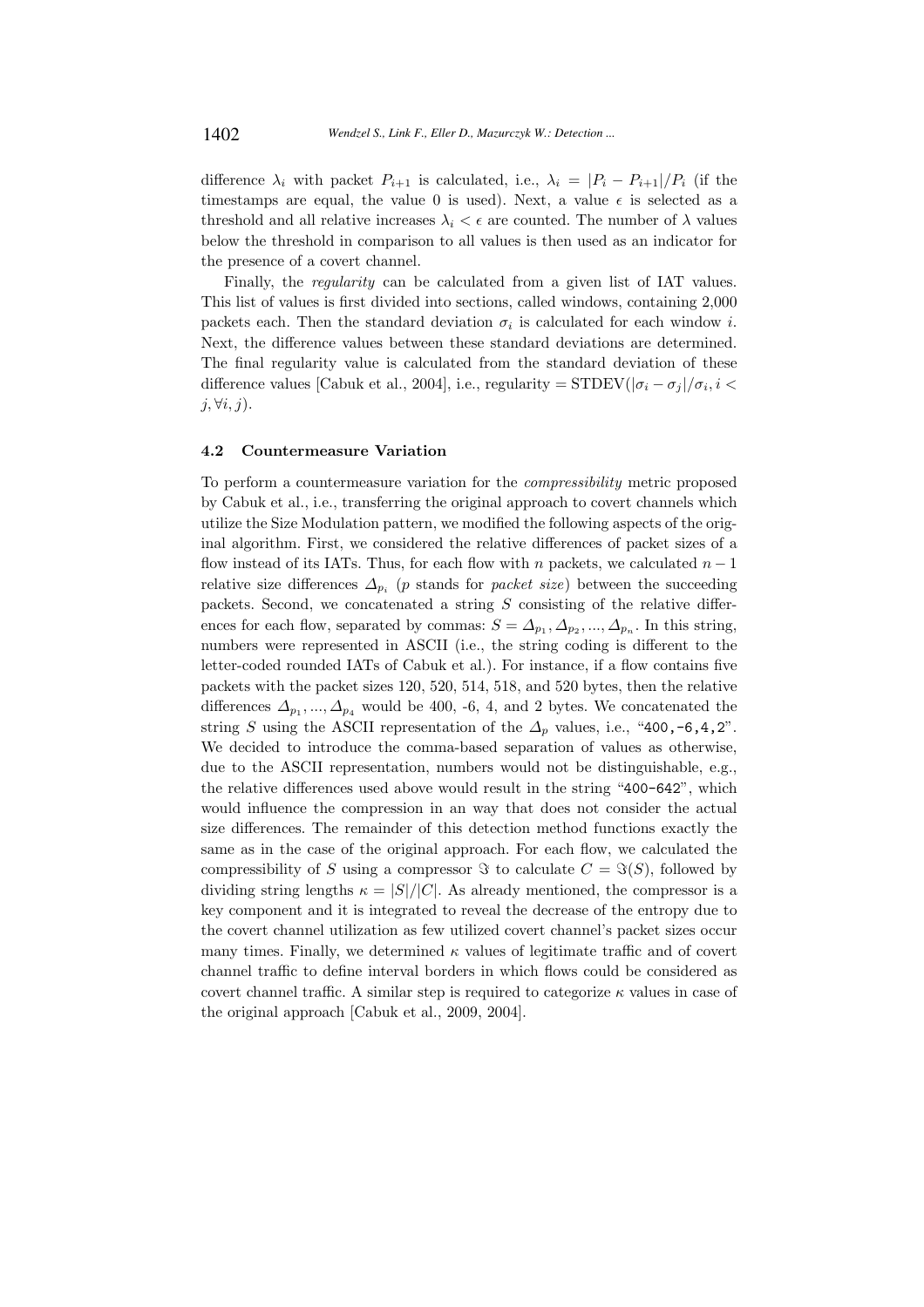difference $\lambda_i$ with packet $P_{i+1}$ is calculated, i.e., $\lambda_i = |P_i - P_{i+1}|/P_i$ (if the timestamps are equal, the value 0 is used). Next, a value $\epsilon$ is selected as a threshold and all relative increases $\lambda_i < \epsilon$ are counted. The number of $\lambda$ values below the threshold in comparison to all values is then used as an indicator for the presence of a covert channel.

Finally, the *regularity* can be calculated from a given list of IAT values. This list of values is first divided into sections, called windows, containing 2,000 packets each. Then the standard deviation $\sigma_i$ is calculated for each window $i$. Next, the difference values between these standard deviations are determined. The final regularity value is calculated from the standard deviation of these difference values [Cabuk et al., 2004], i.e., regularity = STDEV($|\sigma_i - \sigma_j|/\sigma_i, i < j, \forall i, j$).

### 4.2 Countermeasure Variation

To perform a countermeasure variation for the *compressibility* metric proposed by Cabuk et al., i.e., transferring the original approach to covert channels which utilize the Size Modulation pattern, we modified the following aspects of the original algorithm. First, we considered the relative differences of packet sizes of a flow instead of its IATs. Thus, for each flow with $n$ packets, we calculated $n-1$ relative size differences $\Delta_{p_i}$ ($p$ stands for *packet size*) between the succeeding packets. Second, we concatenated a string $S$ consisting of the relative differences for each flow, separated by commas: $S = \Delta_{p_1}, \Delta_{p_2}, ..., \Delta_{p_n}$. In this string, numbers were represented in ASCII (i.e., the string coding is different to the letter-coded rounded IATs of Cabuk et al.). For instance, if a flow contains five packets with the packet sizes 120, 520, 514, 518, and 520 bytes, then the relative differences $\Delta_{p_1}, ..., \Delta_{p_4}$ would be 400, -6, 4, and 2 bytes. We concatenated the string $S$ using the ASCII representation of the $\Delta_p$ values, i.e., "`400,-6,4,2`". We decided to introduce the comma-based separation of values as otherwise, due to the ASCII representation, numbers would not be distinguishable, e.g., the relative differences used above would result in the string "`400-642`", which would influence the compression in an way that does not consider the actual size differences. The remainder of this detection method functions exactly the same as in the case of the original approach. For each flow, we calculated the compressibility of $S$ using a compressor $\Im$ to calculate $C = \Im(S)$, followed by dividing string lengths $\kappa = |S|/|C|$. As already mentioned, the compressor is a key component and it is integrated to reveal the decrease of the entropy due to the covert channel utilization as few utilized covert channel's packet sizes occur many times. Finally, we determined $\kappa$ values of legitimate traffic and of covert channel traffic to define interval borders in which flows could be considered as covert channel traffic. A similar step is required to categorize $\kappa$ values in case of the original approach [Cabuk et al., 2009, 2004].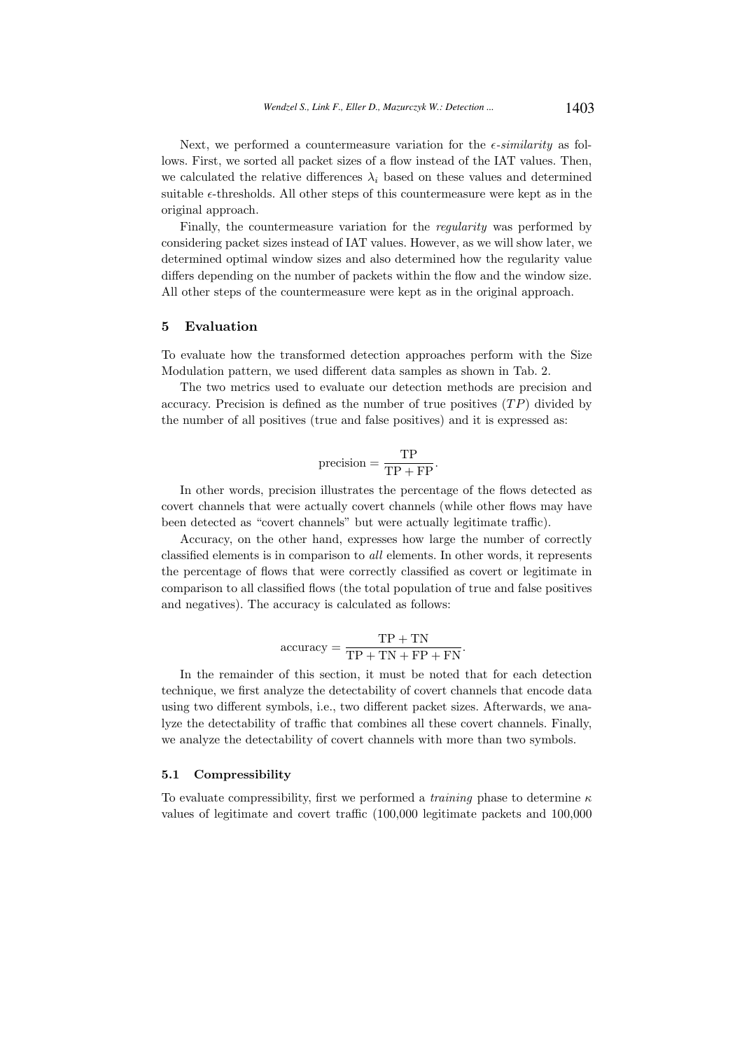Next, we performed a countermeasure variation for the $\epsilon$-*similarity* as follows. First, we sorted all packet sizes of a flow instead of the IAT values. Then, we calculated the relative differences $\lambda_i$ based on these values and determined suitable $\epsilon$-thresholds. All other steps of this countermeasure were kept as in the original approach.

Finally, the countermeasure variation for the *regularity* was performed by considering packet sizes instead of IAT values. However, as we will show later, we determined optimal window sizes and also determined how the regularity value differs depending on the number of packets within the flow and the window size. All other steps of the countermeasure were kept as in the original approach.

## 5 Evaluation

To evaluate how the transformed detection approaches perform with the Size Modulation pattern, we used different data samples as shown in Tab. 2.

The two metrics used to evaluate our detection methods are precision and accuracy. Precision is defined as the number of true positives ($TP$) divided by the number of all positives (true and false positives) and it is expressed as:

$$\text{precision} = \frac{\text{TP}}{\text{TP} + \text{FP}}.$$

In other words, precision illustrates the percentage of the flows detected as covert channels that were actually covert channels (while other flows may have been detected as "covert channels" but were actually legitimate traffic).

Accuracy, on the other hand, expresses how large the number of correctly classified elements is in comparison to *all* elements. In other words, it represents the percentage of flows that were correctly classified as covert or legitimate in comparison to all classified flows (the total population of true and false positives and negatives). The accuracy is calculated as follows:

$$\text{accuracy} = \frac{\text{TP} + \text{TN}}{\text{TP} + \text{TN} + \text{FP} + \text{FN}}.$$

In the remainder of this section, it must be noted that for each detection technique, we first analyze the detectability of covert channels that encode data using two different symbols, i.e., two different packet sizes. Afterwards, we analyze the detectability of traffic that combines all these covert channels. Finally, we analyze the detectability of covert channels with more than two symbols.

### 5.1 Compressibility

To evaluate compressibility, first we performed a *training* phase to determine $\kappa$ values of legitimate and covert traffic (100,000 legitimate packets and 100,000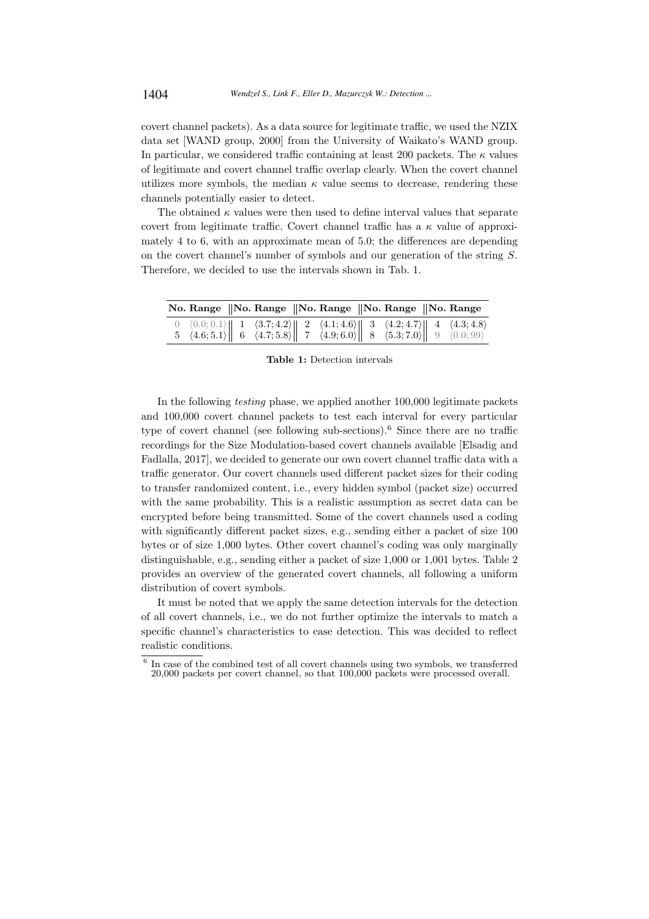covert channel packets). As a data source for legitimate traffic, we used the NZIX data set [WAND group, 2000] from the University of Waikato's WAND group. In particular, we considered traffic containing at least 200 packets. The $\kappa$ values of legitimate and covert channel traffic overlap clearly. When the covert channel utilizes more symbols, the median $\kappa$ value seems to decrease, rendering these channels potentially easier to detect.

The obtained $\kappa$ values were then used to define interval values that separate covert from legitimate traffic. Covert channel traffic has a $\kappa$ value of approximately 4 to 6, with an approximate mean of 5.0; the differences are depending on the covert channel's number of symbols and our generation of the string $S$. Therefore, we decided to use the intervals shown in Tab. 1.

| No. | Range | No. | Range | No. | Range | No. | Range | No. | Range |
|---|---|---|---|---|---|---|---|---|---|
| 0 | $\langle 0.0; 0.1 \rangle$ | 1 | $\langle 3.7; 4.2 \rangle$ | 2 | $\langle 4.1; 4.6 \rangle$ | 3 | $\langle 4.2; 4.7 \rangle$ | 4 | $\langle 4.3; 4.8 \rangle$ |
| 5 | $\langle 4.6; 5.1 \rangle$ | 6 | $\langle 4.7; 5.8 \rangle$ | 7 | $\langle 4.9; 6.0 \rangle$ | 8 | $\langle 5.3; 7.0 \rangle$ | 9 | $\langle 0.0; 99 \rangle$ |

**Table 1:** Detection intervals

In the following *testing* phase, we applied another 100,000 legitimate packets and 100,000 covert channel packets to test each interval for every particular type of covert channel (see following sub-sections).[6] Since there are no traffic recordings for the Size Modulation-based covert channels available [Elsadig and Fadlalla, 2017], we decided to generate our own covert channel traffic data with a traffic generator. Our covert channels used different packet sizes for their coding to transfer randomized content, i.e., every hidden symbol (packet size) occurred with the same probability. This is a realistic assumption as secret data can be encrypted before being transmitted. Some of the covert channels used a coding with significantly different packet sizes, e.g., sending either a packet of size 100 bytes or of size 1,000 bytes. Other covert channel's coding was only marginally distinguishable, e.g., sending either a packet of size 1,000 or 1,001 bytes. Table 2 provides an overview of the generated covert channels, all following a uniform distribution of covert symbols.

It must be noted that we apply the same detection intervals for the detection of all covert channels, i.e., we do not further optimize the intervals to match a specific channel's characteristics to ease detection. This was decided to reflect realistic conditions.

[6] In case of the combined test of all covert channels using two symbols, we transferred 20,000 packets per covert channel, so that 100,000 packets were processed overall.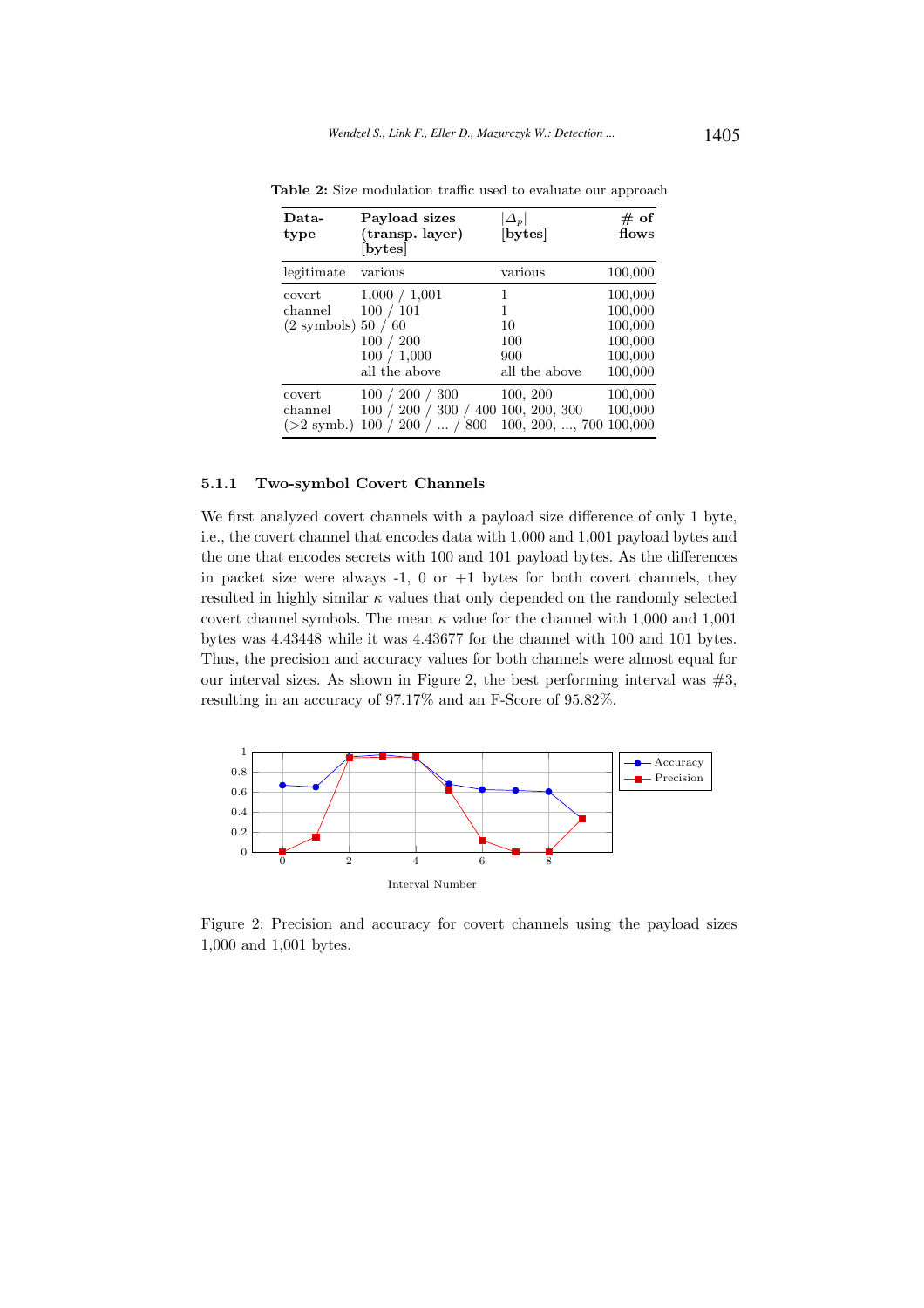**Table 2:** Size modulation traffic used to evaluate our approach

| Data-type | Payload sizes (transp. layer) [bytes] | $\lvert\Delta_p\rvert$ [bytes] | # of flows |
|---|---|---|---|
| legitimate | various | various | 100,000 |
| covert channel (2 symbols) | 1,000 / 1,001 | 1 | 100,000 |
| | 100 / 101 | 1 | 100,000 |
| | 50 / 60 | 10 | 100,000 |
| | 100 / 200 | 100 | 100,000 |
| | 100 / 1,000 | 900 | 100,000 |
| | all the above | all the above | 100,000 |
| covert channel (>2 symb.) | 100 / 200 / 300 | 100, 200 | 100,000 |
| | 100 / 200 / 300 / 400 | 100, 200, 300 | 100,000 |
| | 100 / 200 / ... / 800 | 100, 200, ..., 700 | 100,000 |

### 5.1.1 Two-symbol Covert Channels

We first analyzed covert channels with a payload size difference of only 1 byte, i.e., the covert channel that encodes data with 1,000 and 1,001 payload bytes and the one that encodes secrets with 100 and 101 payload bytes. As the differences in packet size were always -1, 0 or +1 bytes for both covert channels, they resulted in highly similar $\kappa$ values that only depended on the randomly selected covert channel symbols. The mean $\kappa$ value for the channel with 1,000 and 1,001 bytes was 4.43448 while it was 4.43677 for the channel with 100 and 101 bytes. Thus, the precision and accuracy values for both channels were almost equal for our interval sizes. As shown in Figure 2, the best performing interval was #3, resulting in an accuracy of 97.17% and an F-Score of 95.82%.

Figure 2: Precision and accuracy for covert channels using the payload sizes 1,000 and 1,001 bytes.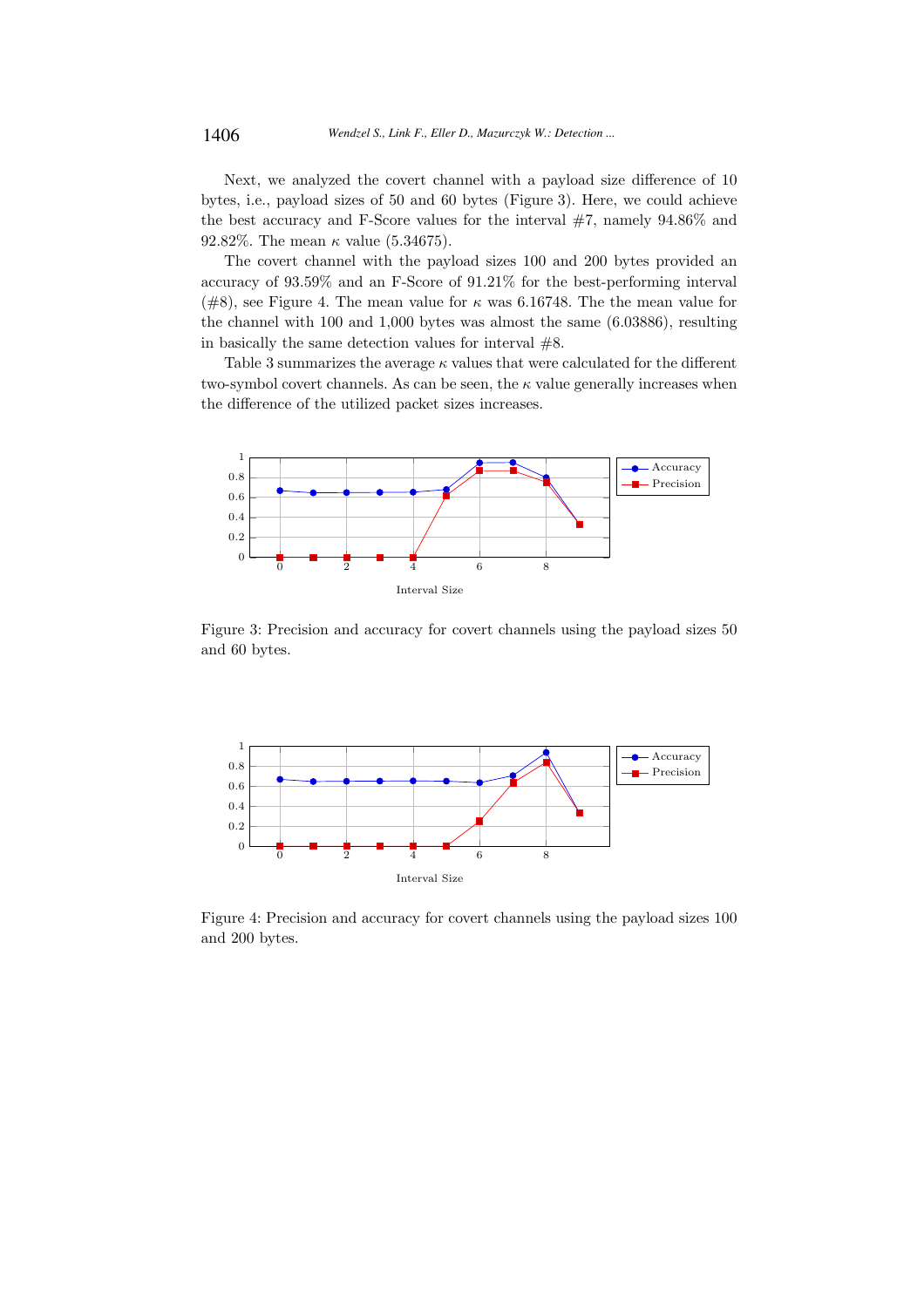Next, we analyzed the covert channel with a payload size difference of 10 bytes, i.e., payload sizes of 50 and 60 bytes (Figure 3). Here, we could achieve the best accuracy and F-Score values for the interval #7, namely 94.86% and 92.82%. The mean $\kappa$ value (5.34675).

The covert channel with the payload sizes 100 and 200 bytes provided an accuracy of 93.59% and an F-Score of 91.21% for the best-performing interval (#8), see Figure 4. The mean value for $\kappa$ was 6.16748. The the mean value for the channel with 100 and 1,000 bytes was almost the same (6.03886), resulting in basically the same detection values for interval #8.

Table 3 summarizes the average $\kappa$ values that were calculated for the different two-symbol covert channels. As can be seen, the $\kappa$ value generally increases when the difference of the utilized packet sizes increases.

Figure 3: Precision and accuracy for covert channels using the payload sizes 50 and 60 bytes.

Figure 4: Precision and accuracy for covert channels using the payload sizes 100 and 200 bytes.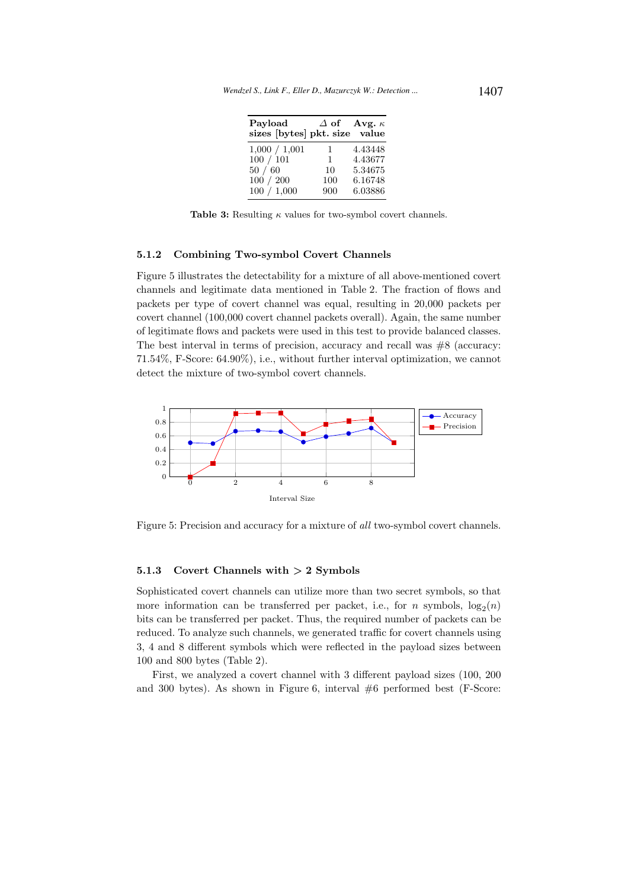| Payload sizes [bytes] | $\Delta$ of pkt. size | Avg. $\kappa$ value |
|---|---|---|
| 1,000 / 1,001 | 1 | 4.43448 |
| 100 / 101 | 1 | 4.43677 |
| 50 / 60 | 10 | 5.34675 |
| 100 / 200 | 100 | 6.16748 |
| 100 / 1,000 | 900 | 6.03886 |

**Table 3:** Resulting $\kappa$ values for two-symbol covert channels.

### 5.1.2 Combining Two-symbol Covert Channels

Figure 5 illustrates the detectability for a mixture of all above-mentioned covert channels and legitimate data mentioned in Table 2. The fraction of flows and packets per type of covert channel was equal, resulting in 20,000 packets per covert channel (100,000 covert channel packets overall). Again, the same number of legitimate flows and packets were used in this test to provide balanced classes. The best interval in terms of precision, accuracy and recall was #8 (accuracy: 71.54%, F-Score: 64.90%), i.e., without further interval optimization, we cannot detect the mixture of two-symbol covert channels.

Figure 5: Precision and accuracy for a mixture of *all* two-symbol covert channels.

### 5.1.3 Covert Channels with > 2 Symbols

Sophisticated covert channels can utilize more than two secret symbols, so that more information can be transferred per packet, i.e., for $n$ symbols, $\log_2(n)$ bits can be transferred per packet. Thus, the required number of packets can be reduced. To analyze such channels, we generated traffic for covert channels using 3, 4 and 8 different symbols which were reflected in the payload sizes between 100 and 800 bytes (Table 2).

First, we analyzed a covert channel with 3 different payload sizes (100, 200 and 300 bytes). As shown in Figure 6, interval #6 performed best (F-Score: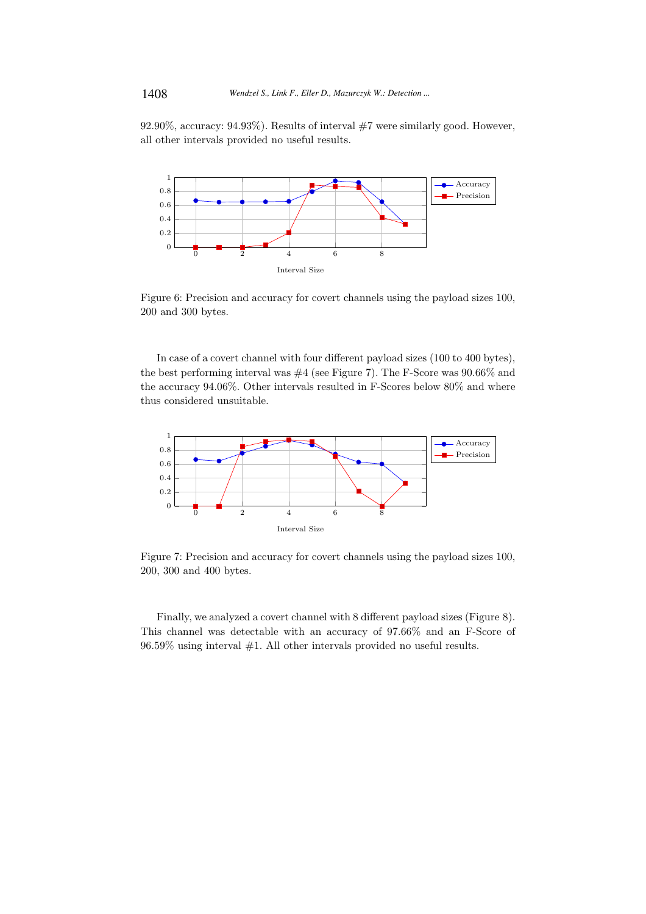92.90%, accuracy: 94.93%). Results of interval #7 were similarly good. However, all other intervals provided no useful results.

Figure 6: Precision and accuracy for covert channels using the payload sizes 100, 200 and 300 bytes.

In case of a covert channel with four different payload sizes (100 to 400 bytes), the best performing interval was #4 (see Figure 7). The F-Score was 90.66% and the accuracy 94.06%. Other intervals resulted in F-Scores below 80% and where thus considered unsuitable.

Figure 7: Precision and accuracy for covert channels using the payload sizes 100, 200, 300 and 400 bytes.

Finally, we analyzed a covert channel with 8 different payload sizes (Figure 8). This channel was detectable with an accuracy of 97.66% and an F-Score of 96.59% using interval #1. All other intervals provided no useful results.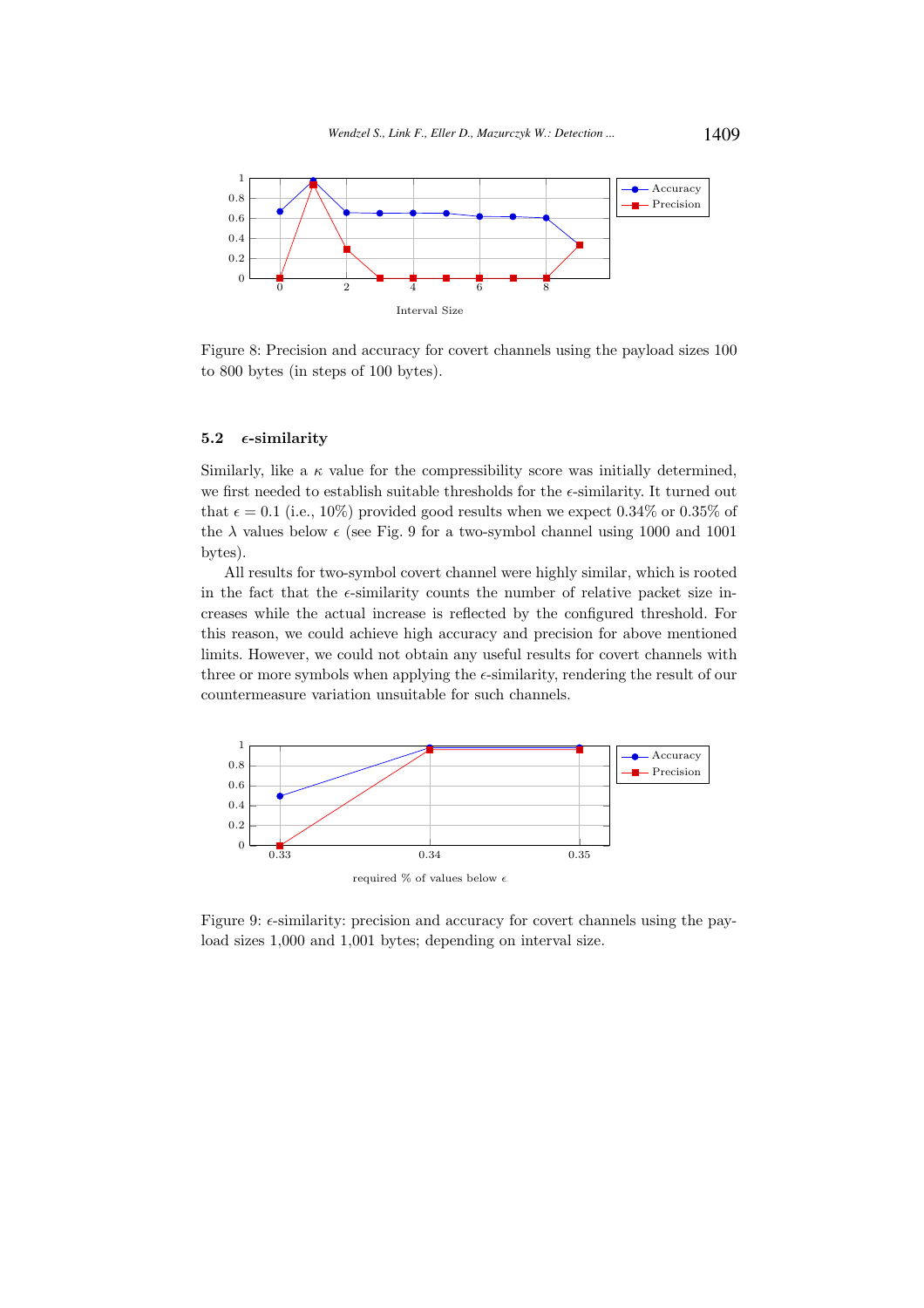Figure 8: Precision and accuracy for covert channels using the payload sizes 100 to 800 bytes (in steps of 100 bytes).

### 5.2 $\epsilon$-similarity

Similarly, like a $\kappa$ value for the compressibility score was initially determined, we first needed to establish suitable thresholds for the $\epsilon$-similarity. It turned out that $\epsilon = 0.1$ (i.e., 10%) provided good results when we expect 0.34% or 0.35% of the $\lambda$ values below $\epsilon$ (see Fig. 9 for a two-symbol channel using 1000 and 1001 bytes).

All results for two-symbol covert channel were highly similar, which is rooted in the fact that the $\epsilon$-similarity counts the number of relative packet size increases while the actual increase is reflected by the configured threshold. For this reason, we could achieve high accuracy and precision for above mentioned limits. However, we could not obtain any useful results for covert channels with three or more symbols when applying the $\epsilon$-similarity, rendering the result of our countermeasure variation unsuitable for such channels.

Figure 9: $\epsilon$-similarity: precision and accuracy for covert channels using the payload sizes 1,000 and 1,001 bytes; depending on interval size.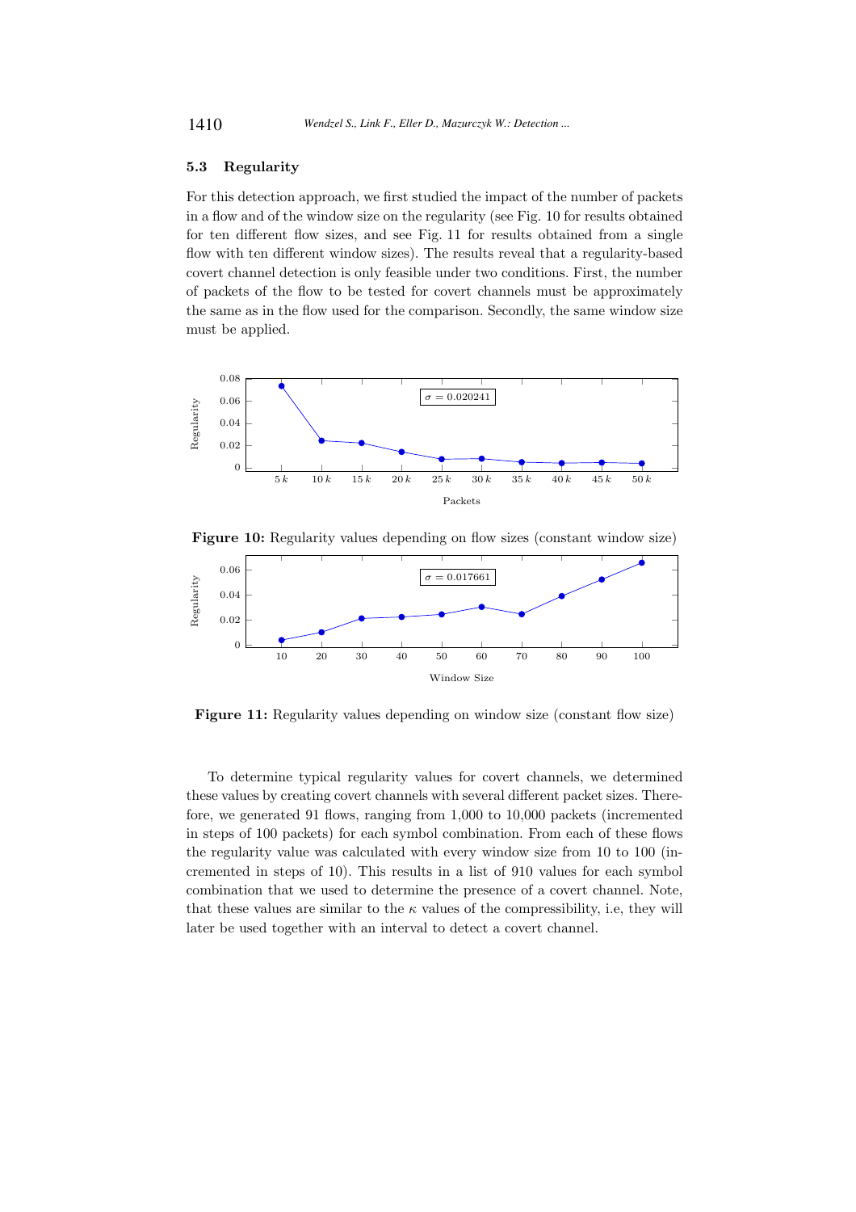### 5.3 Regularity

For this detection approach, we first studied the impact of the number of packets in a flow and of the window size on the regularity (see Fig. 10 for results obtained for ten different flow sizes, and see Fig. 11 for results obtained from a single flow with ten different window sizes). The results reveal that a regularity-based covert channel detection is only feasible under two conditions. First, the number of packets of the flow to be tested for covert channels must be approximately the same as in the flow used for the comparison. Secondly, the same window size must be applied.

**Figure 10:** Regularity values depending on flow sizes (constant window size)

**Figure 11:** Regularity values depending on window size (constant flow size)

To determine typical regularity values for covert channels, we determined these values by creating covert channels with several different packet sizes. Therefore, we generated 91 flows, ranging from 1,000 to 10,000 packets (incremented in steps of 100 packets) for each symbol combination. From each of these flows the regularity value was calculated with every window size from 10 to 100 (incremented in steps of 10). This results in a list of 910 values for each symbol combination that we used to determine the presence of a covert channel. Note, that these values are similar to the $\kappa$ values of the compressibility, i.e, they will later be used together with an interval to detect a covert channel.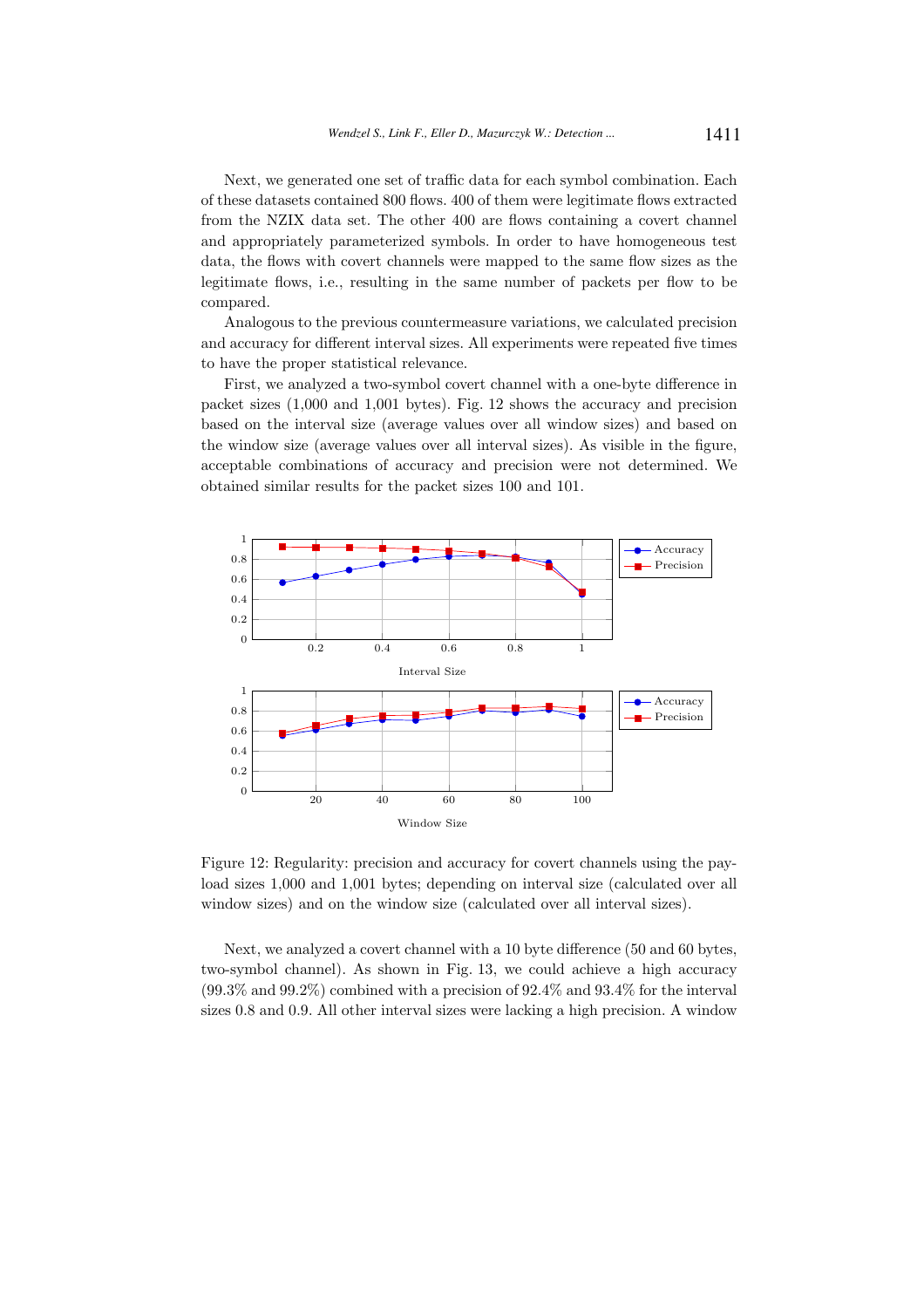Next, we generated one set of traffic data for each symbol combination. Each of these datasets contained 800 flows. 400 of them were legitimate flows extracted from the NZIX data set. The other 400 are flows containing a covert channel and appropriately parameterized symbols. In order to have homogeneous test data, the flows with covert channels were mapped to the same flow sizes as the legitimate flows, i.e., resulting in the same number of packets per flow to be compared.

Analogous to the previous countermeasure variations, we calculated precision and accuracy for different interval sizes. All experiments were repeated five times to have the proper statistical relevance.

First, we analyzed a two-symbol covert channel with a one-byte difference in packet sizes (1,000 and 1,001 bytes). Fig. 12 shows the accuracy and precision based on the interval size (average values over all window sizes) and based on the window size (average values over all interval sizes). As visible in the figure, acceptable combinations of accuracy and precision were not determined. We obtained similar results for the packet sizes 100 and 101.

Figure 12: Regularity: precision and accuracy for covert channels using the payload sizes 1,000 and 1,001 bytes; depending on interval size (calculated over all window sizes) and on the window size (calculated over all interval sizes).

Next, we analyzed a covert channel with a 10 byte difference (50 and 60 bytes, two-symbol channel). As shown in Fig. 13, we could achieve a high accuracy (99.3% and 99.2%) combined with a precision of 92.4% and 93.4% for the interval sizes 0.8 and 0.9. All other interval sizes were lacking a high precision. A window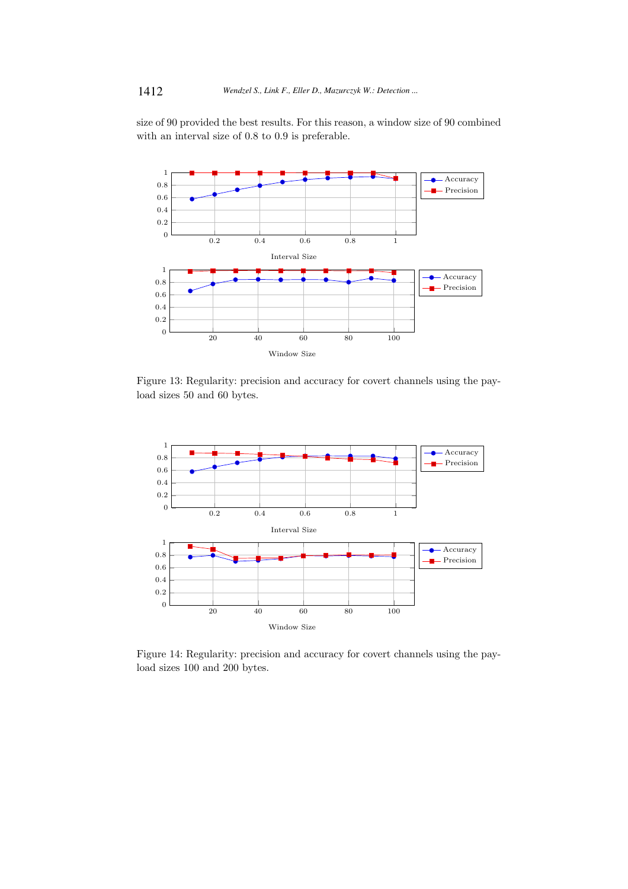size of 90 provided the best results. For this reason, a window size of 90 combined with an interval size of 0.8 to 0.9 is preferable.

Figure 13: Regularity: precision and accuracy for covert channels using the payload sizes 50 and 60 bytes.

Figure 14: Regularity: precision and accuracy for covert channels using the payload sizes 100 and 200 bytes.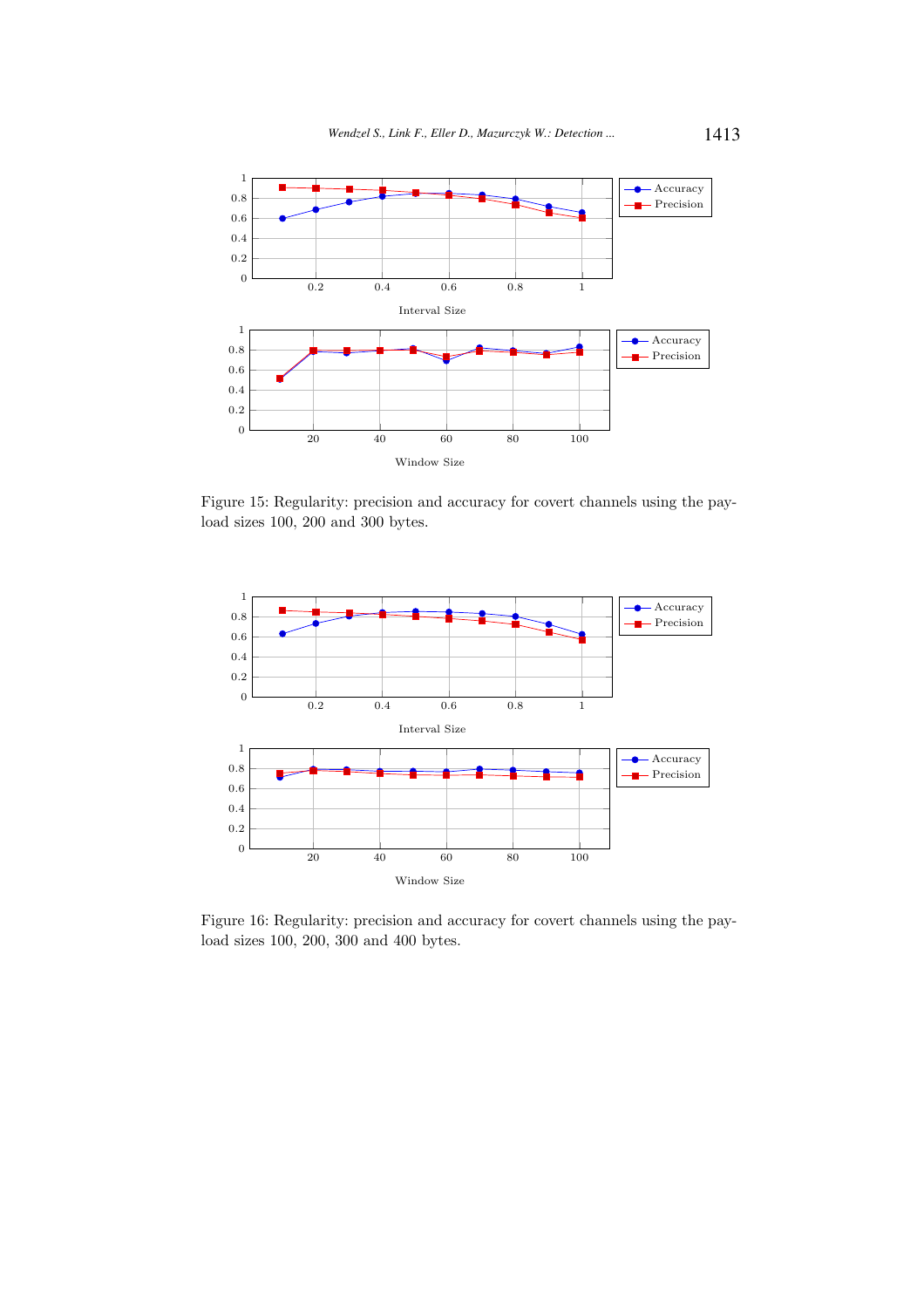Figure 15: Regularity: precision and accuracy for covert channels using the payload sizes 100, 200 and 300 bytes.

Figure 16: Regularity: precision and accuracy for covert channels using the payload sizes 100, 200, 300 and 400 bytes.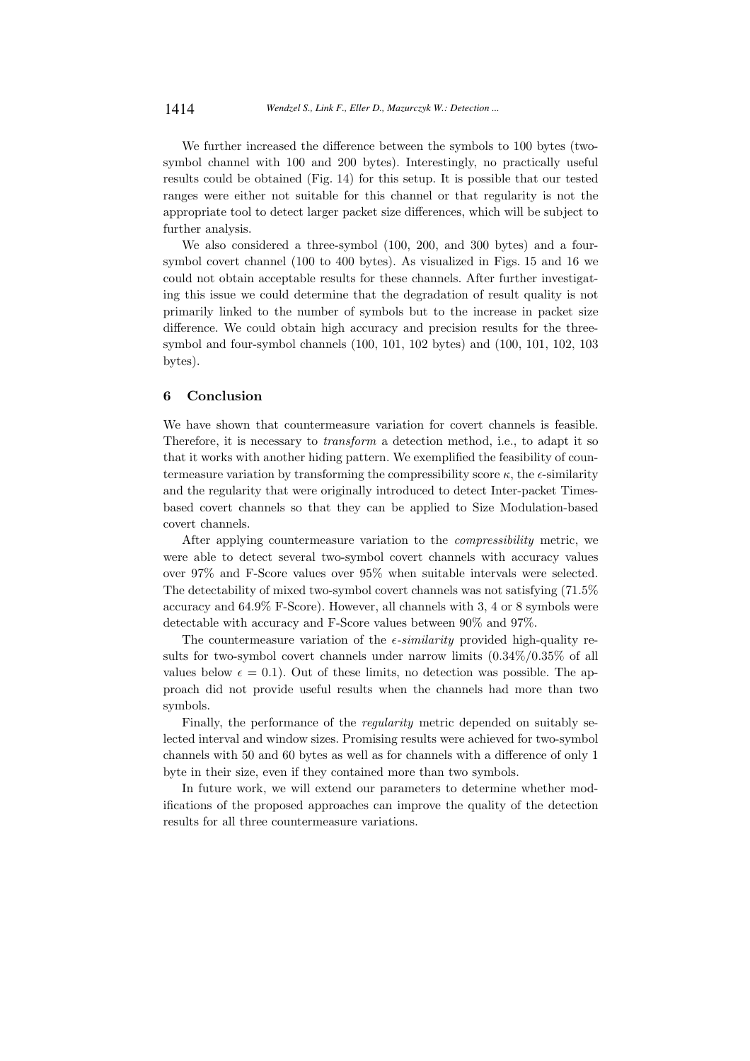We further increased the difference between the symbols to 100 bytes (two-symbol channel with 100 and 200 bytes). Interestingly, no practically useful results could be obtained (Fig. 14) for this setup. It is possible that our tested ranges were either not suitable for this channel or that regularity is not the appropriate tool to detect larger packet size differences, which will be subject to further analysis.

We also considered a three-symbol (100, 200, and 300 bytes) and a four-symbol covert channel (100 to 400 bytes). As visualized in Figs. 15 and 16 we could not obtain acceptable results for these channels. After further investigating this issue we could determine that the degradation of result quality is not primarily linked to the number of symbols but to the increase in packet size difference. We could obtain high accuracy and precision results for the three-symbol and four-symbol channels (100, 101, 102 bytes) and (100, 101, 102, 103 bytes).

## 6 Conclusion

We have shown that countermeasure variation for covert channels is feasible. Therefore, it is necessary to *transform* a detection method, i.e., to adapt it so that it works with another hiding pattern. We exemplified the feasibility of countermeasure variation by transforming the compressibility score $\kappa$, the $\epsilon$-similarity and the regularity that were originally introduced to detect Inter-packet Times-based covert channels so that they can be applied to Size Modulation-based covert channels.

After applying countermeasure variation to the *compressibility* metric, we were able to detect several two-symbol covert channels with accuracy values over 97% and F-Score values over 95% when suitable intervals were selected. The detectability of mixed two-symbol covert channels was not satisfying (71.5% accuracy and 64.9% F-Score). However, all channels with 3, 4 or 8 symbols were detectable with accuracy and F-Score values between 90% and 97%.

The countermeasure variation of the $\epsilon$-*similarity* provided high-quality results for two-symbol covert channels under narrow limits (0.34%/0.35% of all values below $\epsilon = 0.1$). Out of these limits, no detection was possible. The approach did not provide useful results when the channels had more than two symbols.

Finally, the performance of the *regularity* metric depended on suitably selected interval and window sizes. Promising results were achieved for two-symbol channels with 50 and 60 bytes as well as for channels with a difference of only 1 byte in their size, even if they contained more than two symbols.

In future work, we will extend our parameters to determine whether modifications of the proposed approaches can improve the quality of the detection results for all three countermeasure variations.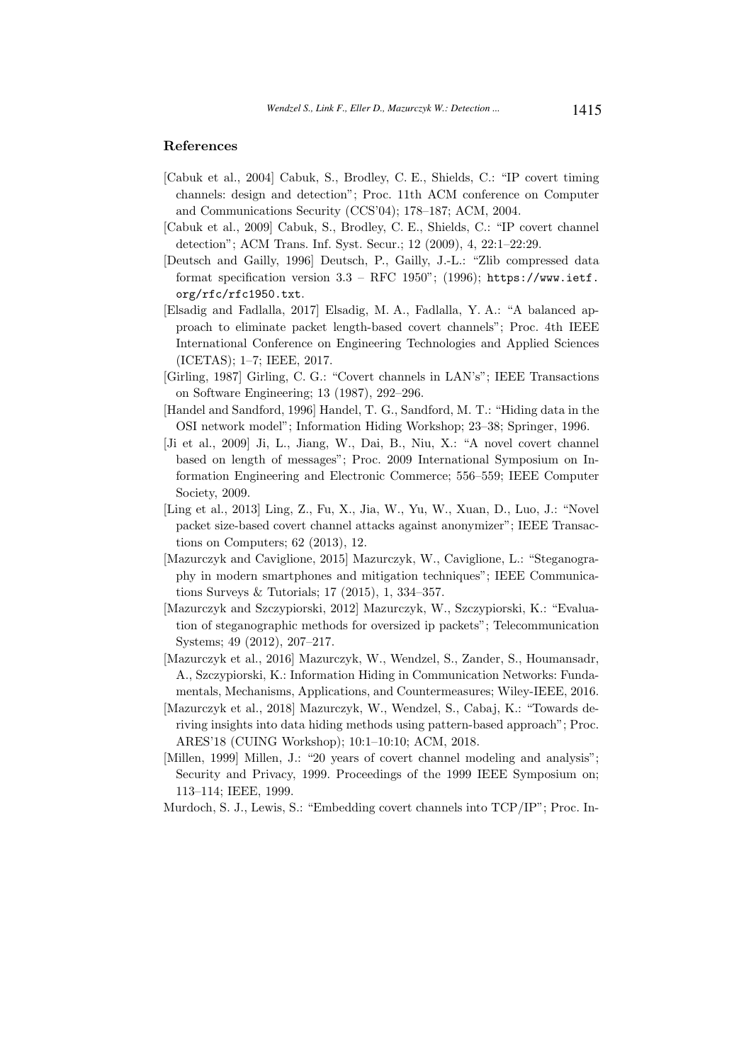## References

[Cabuk et al., 2004] Cabuk, S., Brodley, C. E., Shields, C.: "IP covert timing channels: design and detection"; Proc. 11th ACM conference on Computer and Communications Security (CCS'04); 178–187; ACM, 2004.

[Cabuk et al., 2009] Cabuk, S., Brodley, C. E., Shields, C.: "IP covert channel detection"; ACM Trans. Inf. Syst. Secur.; 12 (2009), 4, 22:1–22:29.

[Deutsch and Gailly, 1996] Deutsch, P., Gailly, J.-L.: "Zlib compressed data format specification version 3.3 – RFC 1950"; (1996); https://www.ietf.org/rfc/rfc1950.txt.

[Elsadig and Fadlalla, 2017] Elsadig, M. A., Fadlalla, Y. A.: "A balanced approach to eliminate packet length-based covert channels"; Proc. 4th IEEE International Conference on Engineering Technologies and Applied Sciences (ICETAS); 1–7; IEEE, 2017.

[Girling, 1987] Girling, C. G.: "Covert channels in LAN's"; IEEE Transactions on Software Engineering; 13 (1987), 292–296.

[Handel and Sandford, 1996] Handel, T. G., Sandford, M. T.: "Hiding data in the OSI network model"; Information Hiding Workshop; 23–38; Springer, 1996.

[Ji et al., 2009] Ji, L., Jiang, W., Dai, B., Niu, X.: "A novel covert channel based on length of messages"; Proc. 2009 International Symposium on Information Engineering and Electronic Commerce; 556–559; IEEE Computer Society, 2009.

[Ling et al., 2013] Ling, Z., Fu, X., Jia, W., Yu, W., Xuan, D., Luo, J.: "Novel packet size-based covert channel attacks against anonymizer"; IEEE Transactions on Computers; 62 (2013), 12.

[Mazurczyk and Caviglione, 2015] Mazurczyk, W., Caviglione, L.: "Steganography in modern smartphones and mitigation techniques"; IEEE Communications Surveys & Tutorials; 17 (2015), 1, 334–357.

[Mazurczyk and Szczypiorski, 2012] Mazurczyk, W., Szczypiorski, K.: "Evaluation of steganographic methods for oversized ip packets"; Telecommunication Systems; 49 (2012), 207–217.

[Mazurczyk et al., 2016] Mazurczyk, W., Wendzel, S., Zander, S., Houmansadr, A., Szczypiorski, K.: Information Hiding in Communication Networks: Fundamentals, Mechanisms, Applications, and Countermeasures; Wiley-IEEE, 2016.

[Mazurczyk et al., 2018] Mazurczyk, W., Wendzel, S., Cabaj, K.: "Towards deriving insights into data hiding methods using pattern-based approach"; Proc. ARES'18 (CUING Workshop); 10:1–10:10; ACM, 2018.

[Millen, 1999] Millen, J.: "20 years of covert channel modeling and analysis"; Security and Privacy, 1999. Proceedings of the 1999 IEEE Symposium on; 113–114; IEEE, 1999.

Murdoch, S. J., Lewis, S.: "Embedding covert channels into TCP/IP"; Proc. In-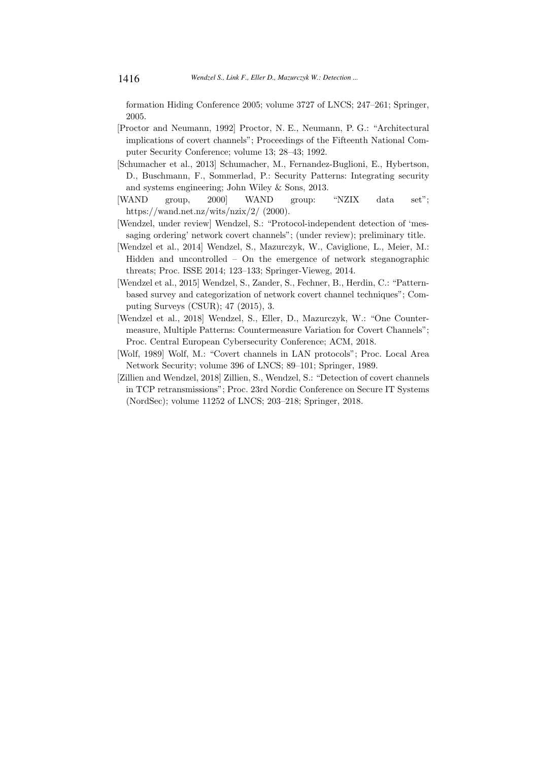formation Hiding Conference 2005; volume 3727 of LNCS; 247–261; Springer, 2005.

[Proctor and Neumann, 1992] Proctor, N. E., Neumann, P. G.: "Architectural implications of covert channels"; Proceedings of the Fifteenth National Computer Security Conference; volume 13; 28–43; 1992.

[Schumacher et al., 2013] Schumacher, M., Fernandez-Buglioni, E., Hybertson, D., Buschmann, F., Sommerlad, P.: Security Patterns: Integrating security and systems engineering; John Wiley & Sons, 2013.

[WAND group, 2000] WAND group: "NZIX data set"; https://wand.net.nz/wits/nzix/2/ (2000).

[Wendzel, under review] Wendzel, S.: "Protocol-independent detection of 'messaging ordering' network covert channels"; (under review); preliminary title.

[Wendzel et al., 2014] Wendzel, S., Mazurczyk, W., Caviglione, L., Meier, M.: Hidden and uncontrolled – On the emergence of network steganographic threats; Proc. ISSE 2014; 123–133; Springer-Vieweg, 2014.

[Wendzel et al., 2015] Wendzel, S., Zander, S., Fechner, B., Herdin, C.: "Pattern-based survey and categorization of network covert channel techniques"; Computing Surveys (CSUR); 47 (2015), 3.

[Wendzel et al., 2018] Wendzel, S., Eller, D., Mazurczyk, W.: "One Countermeasure, Multiple Patterns: Countermeasure Variation for Covert Channels"; Proc. Central European Cybersecurity Conference; ACM, 2018.

[Wolf, 1989] Wolf, M.: "Covert channels in LAN protocols"; Proc. Local Area Network Security; volume 396 of LNCS; 89–101; Springer, 1989.

[Zillien and Wendzel, 2018] Zillien, S., Wendzel, S.: "Detection of covert channels in TCP retransmissions"; Proc. 23rd Nordic Conference on Secure IT Systems (NordSec); volume 11252 of LNCS; 203–218; Springer, 2018.